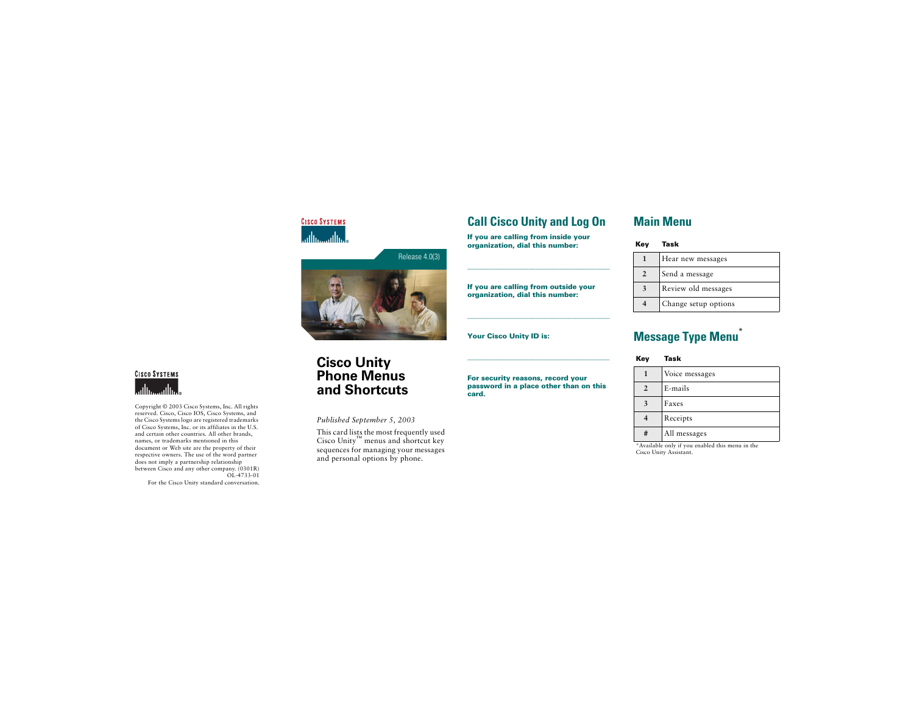# Cisco Unity Phone Menus and Shortcuts

Release 4.0(3)

*Published September 5, 2003*

This card lists the most frequently used Cisco Unity™ menus and shortcut key sequences for managing your messages and personal options by phone.

## Call Cisco Unity and Log On

**If you are calling from inside your organization, dial this number:**

\_\_\_\_\_\_\_\_\_\_\_\_\_\_\_\_\_\_\_\_\_\_\_\_\_\_\_\_\_\_\_\_

**If you are calling from outside your organization, dial this number:**

\_\_\_\_\_\_\_\_\_\_\_\_\_\_\_\_\_\_\_\_\_\_\_\_\_\_\_\_\_\_\_\_

**Your Cisco Unity ID is:**

\_\_\_\_\_\_\_\_\_\_\_\_\_\_\_\_\_\_\_\_\_\_\_\_\_\_\_\_\_\_\_\_

**For security reasons, record your password in a place other than on this card.**

## Main Menu

| Key | Task |
| --- | --- |
| 1 | Hear new messages |
| 2 | Send a message |
| 3 | Review old messages |
| 4 | Change setup options |

## Message Type Menu*

| Key | Task |
| --- | --- |
| 1 | Voice messages |
| 2 | E-mails |
| 3 | Faxes |
| 4 | Receipts |
| # | All messages |

*Available only if you enabled this menu in the Cisco Unity Assistant.

Copyright © 2003 Cisco Systems, Inc. All rights reserved. Cisco, Cisco IOS, Cisco Systems, and the Cisco Systems logo are registered trademarks of Cisco Systems, Inc. or its affiliates in the U.S. and certain other countries. All other brands, names, or trademarks mentioned in this document or Web site are the property of their respective owners. The use of the word partner does not imply a partnership relationship between Cisco and any other company. (0301R)
OL-4733-01

For the Cisco Unity standard conversation.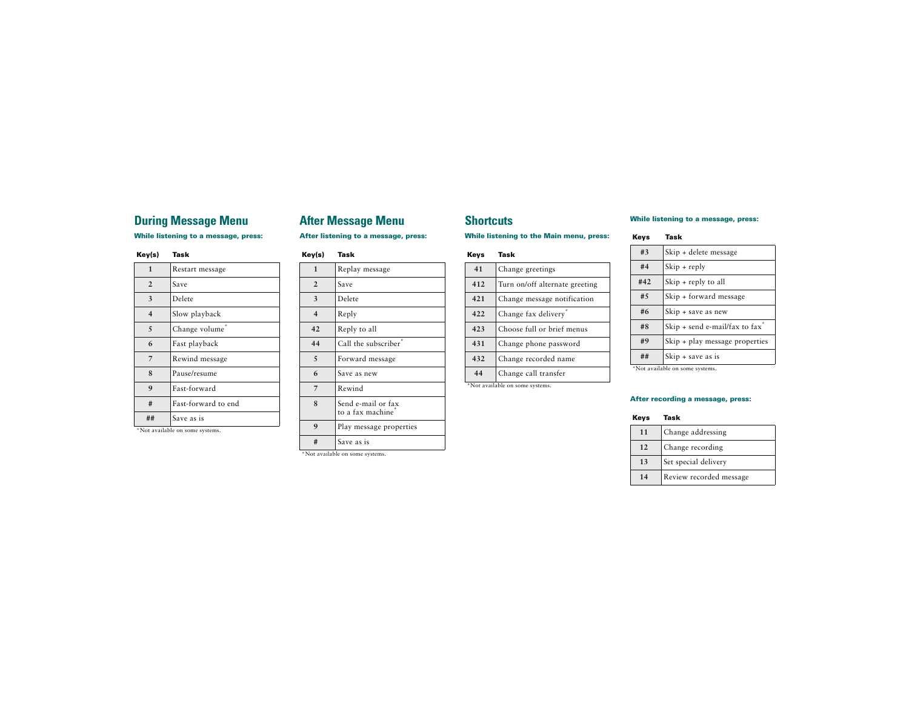## During Message Menu

**While listening to a message, press:**

| Key(s) | Task |
|---|---|
| 1 | Restart message |
| 2 | Save |
| 3 | Delete |
| 4 | Slow playback |
| 5 | Change volume* |
| 6 | Fast playback |
| 7 | Rewind message |
| 8 | Pause/resume |
| 9 | Fast-forward |
| # | Fast-forward to end |
| ## | Save as is |

*Not available on some systems.

## After Message Menu

**After listening to a message, press:**

| Key(s) | Task |
|---|---|
| 1 | Replay message |
| 2 | Save |
| 3 | Delete |
| 4 | Reply |
| 42 | Reply to all |
| 44 | Call the subscriber* |
| 5 | Forward message |
| 6 | Save as new |
| 7 | Rewind |
| 8 | Send e-mail or fax to a fax machine* |
| 9 | Play message properties |
| # | Save as is |

*Not available on some systems.

## Shortcuts

**While listening to the Main menu, press:**

| Keys | Task |
|---|---|
| 41 | Change greetings |
| 412 | Turn on/off alternate greeting |
| 421 | Change message notification |
| 422 | Change fax delivery* |
| 423 | Choose full or brief menus |
| 431 | Change phone password |
| 432 | Change recorded name |
| 44 | Change call transfer |

*Not available on some systems.

**While listening to a message, press:**

| Keys | Task |
|---|---|
| #3 | Skip + delete message |
| #4 | Skip + reply |
| #42 | Skip + reply to all |
| #5 | Skip + forward message |
| #6 | Skip + save as new |
| #8 | Skip + send e-mail/fax to fax* |
| #9 | Skip + play message properties |
| ## | Skip + save as is |

*Not available on some systems.

**After recording a message, press:**

| Keys | Task |
|---|---|
| 11 | Change addressing |
| 12 | Change recording |
| 13 | Set special delivery |
| 14 | Review recorded message |